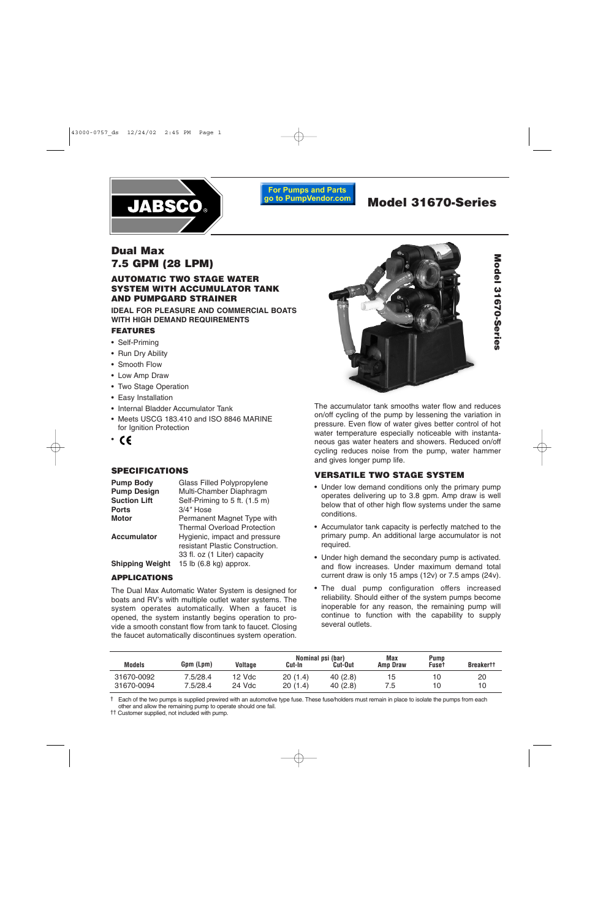JABSCO®

For Pumps and Parts go to PumpVendor.com

# Model 31670-Series

## Dual Max
## 7.5 GPM (28 LPM)

### AUTOMATIC TWO STAGE WATER SYSTEM WITH ACCUMULATOR TANK AND PUMPGARD STRAINER

**IDEAL FOR PLEASURE AND COMMERCIAL BOATS WITH HIGH DEMAND REQUIREMENTS**

### FEATURES

- Self-Priming
- Run Dry Ability
- Smooth Flow
- Low Amp Draw
- Two Stage Operation
- Easy Installation
- Internal Bladder Accumulator Tank
- Meets USCG 183.410 and ISO 8846 MARINE for Ignition Protection
- CE

### SPECIFICATIONS

| | |
|---|---|
| **Pump Body** | Glass Filled Polypropylene |
| **Pump Design** | Multi-Chamber Diaphragm |
| **Suction Lift** | Self-Priming to 5 ft. (1.5 m) |
| **Ports** | 3/4" Hose |
| **Motor** | Permanent Magnet Type with Thermal Overload Protection |
| **Accumulator** | Hygienic, impact and pressure resistant Plastic Construction. 33 fl. oz (1 Liter) capacity |
| **Shipping Weight** | 15 lb (6.8 kg) approx. |

### APPLICATIONS

The Dual Max Automatic Water System is designed for boats and RV's with multiple outlet water systems. The system operates automatically. When a faucet is opened, the system instantly begins operation to provide a smooth constant flow from tank to faucet. Closing the faucet automatically discontinues system operation.

The accumulator tank smooths water flow and reduces on/off cycling of the pump by lessening the variation in pressure. Even flow of water gives better control of hot water temperature especially noticeable with instantaneous gas water heaters and showers. Reduced on/off cycling reduces noise from the pump, water hammer and gives longer pump life.

### VERSATILE TWO STAGE SYSTEM

- Under low demand conditions only the primary pump operates delivering up to 3.8 gpm. Amp draw is well below that of other high flow systems under the same conditions.
- Accumulator tank capacity is perfectly matched to the primary pump. An additional large accumulator is not required.
- Under high demand the secondary pump is activated. and flow increases. Under maximum demand total current draw is only 15 amps (12v) or 7.5 amps (24v).
- The dual pump configuration offers increased reliability. Should either of the system pumps become inoperable for any reason, the remaining pump will continue to function with the capability to supply several outlets.

| Models | Gpm (Lpm) | Voltage | Nominal psi (bar) Cut-In | Cut-Out | Max Amp Draw | Pump Fuse† | Breaker†† |
|---|---|---|---|---|---|---|---|
| 31670-0092 | 7.5/28.4 | 12 Vdc | 20 (1.4) | 40 (2.8) | 15 | 10 | 20 |
| 31670-0094 | 7.5/28.4 | 24 Vdc | 20 (1.4) | 40 (2.8) | 7.5 | 10 | 10 |

† Each of the two pumps is supplied prewired with an automotive type fuse. These fuse/holders must remain in place to isolate the pumps from each other and allow the remaining pump to operate should one fail.

†† Customer supplied, not included with pump.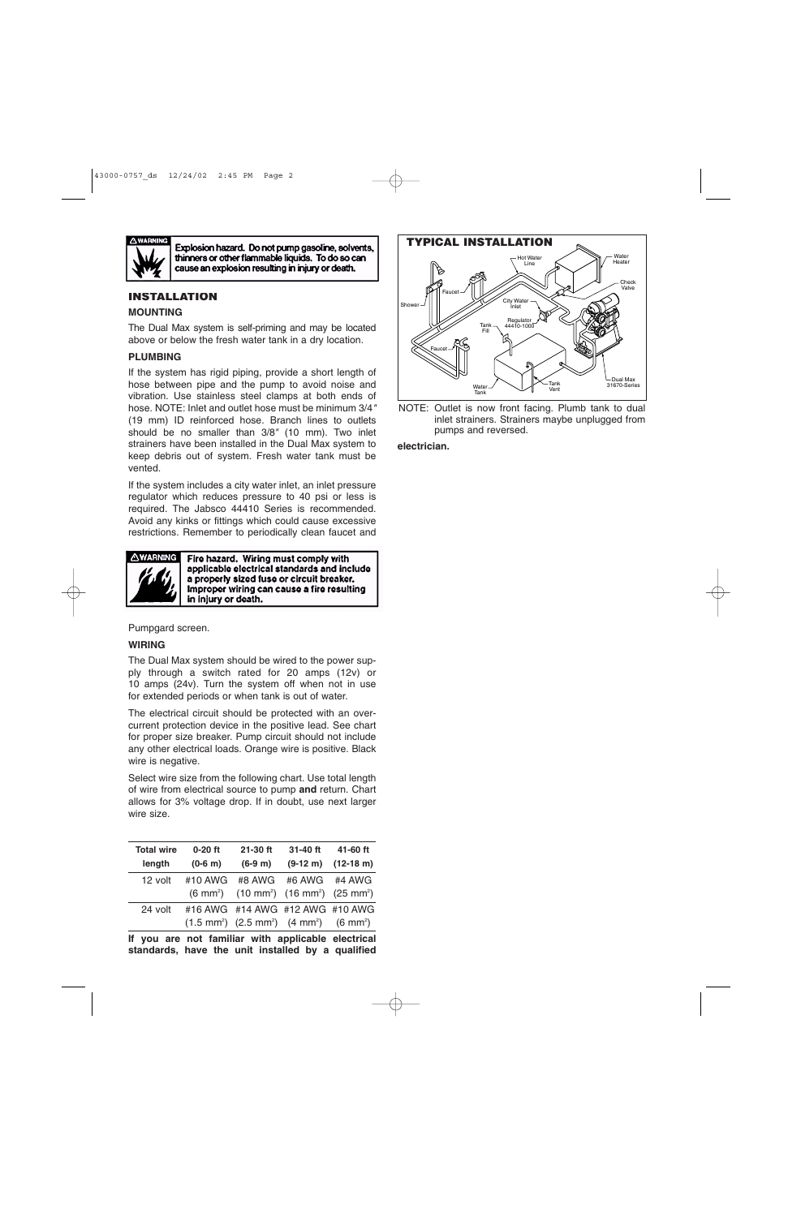**⚠WARNING** **Explosion hazard. Do not pump gasoline, solvents, thinners or other flammable liquids. To do so can cause an explosion resulting in injury or death.**

## INSTALLATION

### MOUNTING

The Dual Max system is self-priming and may be located above or below the fresh water tank in a dry location.

### PLUMBING

If the system has rigid piping, provide a short length of hose between pipe and the pump to avoid noise and vibration. Use stainless steel clamps at both ends of hose. NOTE: Inlet and outlet hose must be minimum 3/4″ (19 mm) ID reinforced hose. Branch lines to outlets should be no smaller than 3/8″ (10 mm). Two inlet strainers have been installed in the Dual Max system to keep debris out of system. Fresh water tank must be vented.

If the system includes a city water inlet, an inlet pressure regulator which reduces pressure to 40 psi or less is required. The Jabsco 44410 Series is recommended. Avoid any kinks or fittings which could cause excessive restrictions. Remember to periodically clean faucet and Pumpgard screen.

**⚠WARNING** **Fire hazard. Wiring must comply with applicable electrical standards and include a properly sized fuse or circuit breaker. Improper wiring can cause a fire resulting in injury or death.**

### WIRING

The Dual Max system should be wired to the power supply through a switch rated for 20 amps (12v) or 10 amps (24v). Turn the system off when not in use for extended periods or when tank is out of water.

The electrical circuit should be protected with an over-current protection device in the positive lead. See chart for proper size breaker. Pump circuit should not include any other electrical loads. Orange wire is positive. Black wire is negative.

Select wire size from the following chart. Use total length of wire from electrical source to pump **and** return. Chart allows for 3% voltage drop. If in doubt, use next larger wire size.

| Total wire length | 0-20 ft (0-6 m) | 21-30 ft (6-9 m) | 31-40 ft (9-12 m) | 41-60 ft (12-18 m) |
|---|---|---|---|---|
| 12 volt | #10 AWG (6 $mm^2$) | #8 AWG (10 $mm^2$) | #6 AWG (16 $mm^2$) | #4 AWG (25 $mm^2$) |
| 24 volt | #16 AWG (1.5 $mm^2$) | #14 AWG (2.5 $mm^2$) | #12 AWG (4 $mm^2$) | #10 AWG (6 $mm^2$) |

**If you are not familiar with applicable electrical standards, have the unit installed by a qualified electrician.**

### TYPICAL INSTALLATION

Hot Water Line · Water Heater · Check Valve · Faucet · Shower · City Water Inlet · Regulator 44410-1000 · Tank Fill · Faucet · Water Tank · Tank Vent · Dual Max 31670-Series

NOTE: Outlet is now front facing. Plumb tank to dual inlet strainers. Strainers maybe unplugged from pumps and reversed.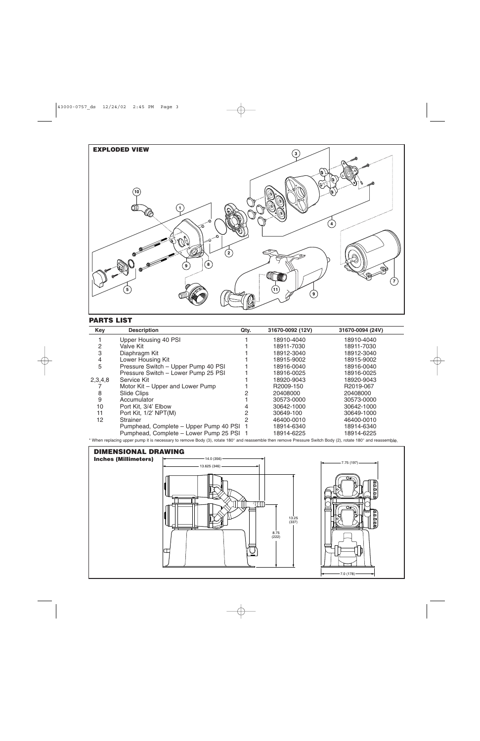## EXPLODED VIEW

## PARTS LIST

| Key | Description | Qty. | 31670-0092 (12V) | 31670-0094 (24V) |
|---|---|---|---|---|
| 1 | Upper Housing 40 PSI | 1 | 18910-4040 | 18910-4040 |
| 2 | Valve Kit | 1 | 18911-7030 | 18911-7030 |
| 3 | Diaphragm Kit | 1 | 18912-3040 | 18912-3040 |
| 4 | Lower Housing Kit | 1 | 18915-9002 | 18915-9002 |
| 5 | Pressure Switch – Upper Pump 40 PSI | 1 | 18916-0040 | 18916-0040 |
| | Pressure Switch – Lower Pump 25 PSI | 1 | 18916-0025 | 18916-0025 |
| 2,3,4,8 | Service Kit | 1 | 18920-9043 | 18920-9043 |
| 7 | Motor Kit – Upper and Lower Pump | 1 | R2009-150 | R2019-067 |
| 8 | Slide Clips | 2 | 20408000 | 20408000 |
| 9 | Accumulator | 1 | 30573-0000 | 30573-0000 |
| 10 | Port Kit, 3/4' Elbow | 4 | 30642-1000 | 30642-1000 |
| 11 | Port Kit, 1/2' NPT(M) | 2 | 30649-100 | 30649-1000 |
| 12 | Strainer | 2 | 46400-0010 | 46400-0010 |
| | Pumphead, Complete – Upper Pump 40 PSI | 1 | 18914-6340 | 18914-6340 |
| | Pumphead, Complete – Lower Pump 25 PSI | 1 | 18914-6225 | 18914-6225 |

* When replacing upper pump it is necessary to remove Body (3), rotate 180° and reassemble then remove Pressure Switch Body (2), rotate 180° and reassemble.

## DIMENSIONAL DRAWING

**Inches (Millimeters)**

14.0 (356)
13.625 (346)
13.25 (337)
8.75 (222)
7.75 (197)
7.0 (178)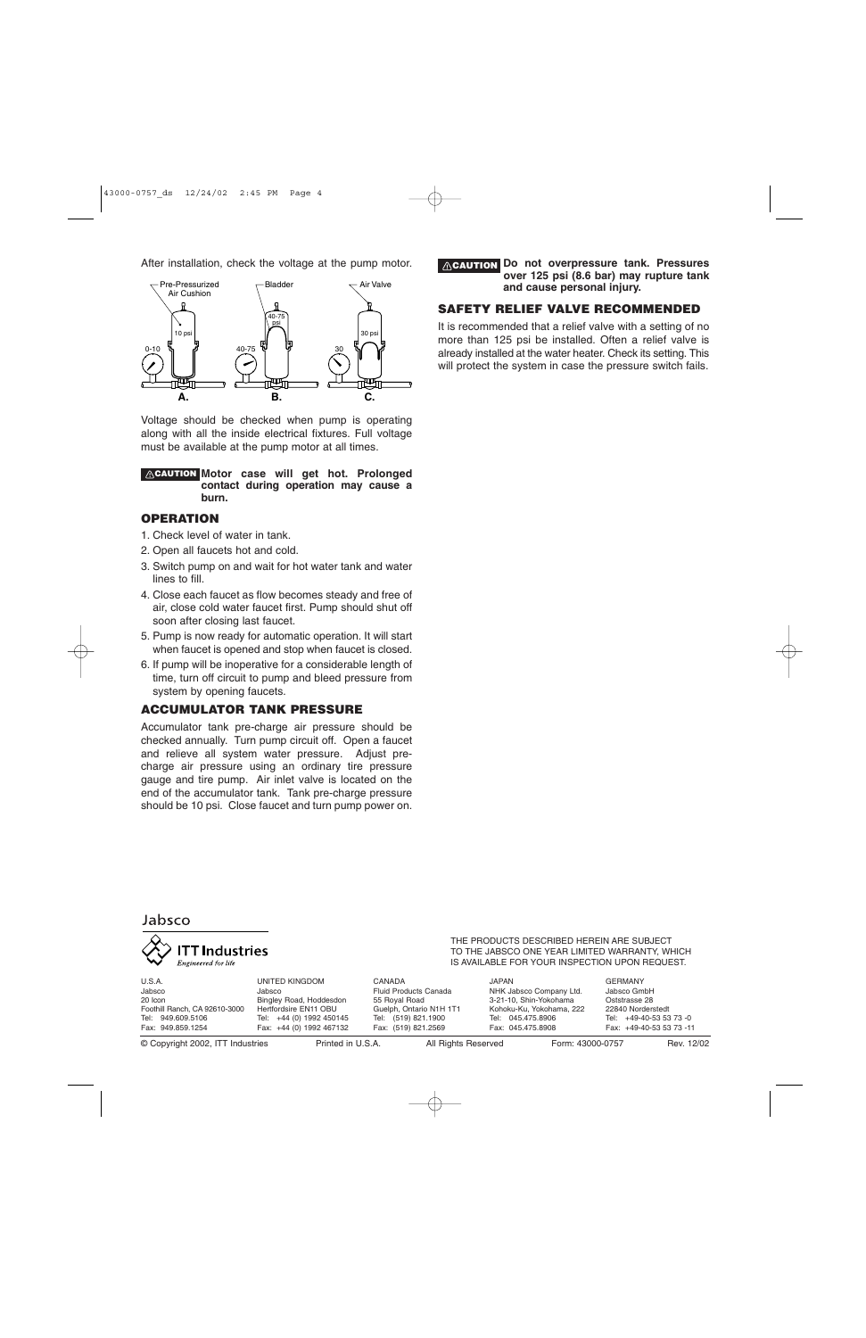After installation, check the voltage at the pump motor.

Pre-Pressurized Air Cushion
Bladder
Air Valve
10 psi
40-75 psi
30 psi
0-10
40-75
30
A.
B.
C.

Voltage should be checked when pump is operating along with all the inside electrical fixtures. Full voltage must be available at the pump motor at all times.

**⚠CAUTION** **Motor case will get hot. Prolonged contact during operation may cause a burn.**

## OPERATION

1. Check level of water in tank.
2. Open all faucets hot and cold.
3. Switch pump on and wait for hot water tank and water lines to fill.
4. Close each faucet as flow becomes steady and free of air, close cold water faucet first. Pump should shut off soon after closing last faucet.
5. Pump is now ready for automatic operation. It will start when faucet is opened and stop when faucet is closed.
6. If pump will be inoperative for a considerable length of time, turn off circuit to pump and bleed pressure from system by opening faucets.

## ACCUMULATOR TANK PRESSURE

Accumulator tank pre-charge air pressure should be checked annually. Turn pump circuit off. Open a faucet and relieve all system water pressure. Adjust pre-charge air pressure using an ordinary tire pressure gauge and tire pump. Air inlet valve is located on the end of the accumulator tank. Tank pre-charge pressure should be 10 psi. Close faucet and turn pump power on.

**⚠CAUTION** **Do not overpressure tank. Pressures over 125 psi (8.6 bar) may rupture tank and cause personal injury.**

## SAFETY RELIEF VALVE RECOMMENDED

It is recommended that a relief valve with a setting of no more than 125 psi be installed. Often a relief valve is already installed at the water heater. Check its setting. This will protect the system in case the pressure switch fails.

Jabsco

ITT Industries
*Engineered for life*

THE PRODUCTS DESCRIBED HEREIN ARE SUBJECT TO THE JABSCO ONE YEAR LIMITED WARRANTY, WHICH IS AVAILABLE FOR YOUR INSPECTION UPON REQUEST.

| U.S.A. | UNITED KINGDOM | CANADA | JAPAN | GERMANY |
|---|---|---|---|---|
| Jabsco | Jabsco | Fluid Products Canada | NHK Jabsco Company Ltd. | Jabsco GmbH |
| 20 Icon | Bingley Road, Hoddesdon | 55 Royal Road | 3-21-10, Shin-Yokohama | Oststrasse 28 |
| Foothill Ranch, CA 92610-3000 | Hertfordsire EN11 OBU | Guelph, Ontario N1H 1T1 | Kohoku-Ku, Yokohama, 222 | 22840 Norderstedt |
| Tel: 949.609.5106 | Tel: +44 (0) 1992 450145 | Tel: (519) 821.1900 | Tel: 045.475.8906 | Tel: +49-40-53 53 73 -0 |
| Fax: 949.859.1254 | Fax: +44 (0) 1992 467132 | Fax: (519) 821.2569 | Fax: 045.475.8908 | Fax: +49-40-53 53 73 -11 |

© Copyright 2002, ITT Industries    Printed in U.S.A.    All Rights Reserved    Form: 43000-0757    Rev. 12/02